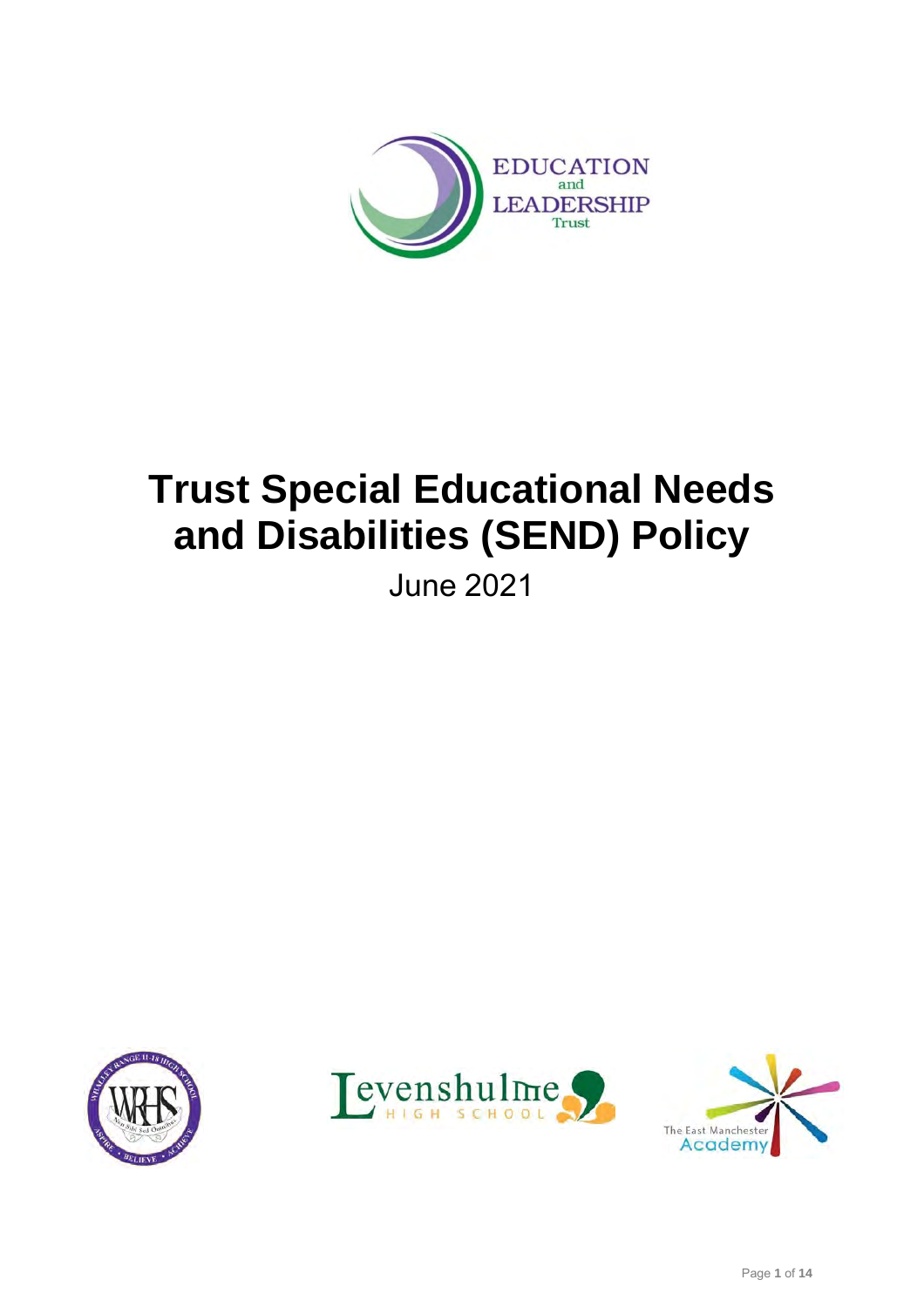# Trust Special Educational Needs and Disabilities (SEND) Policy

June 2021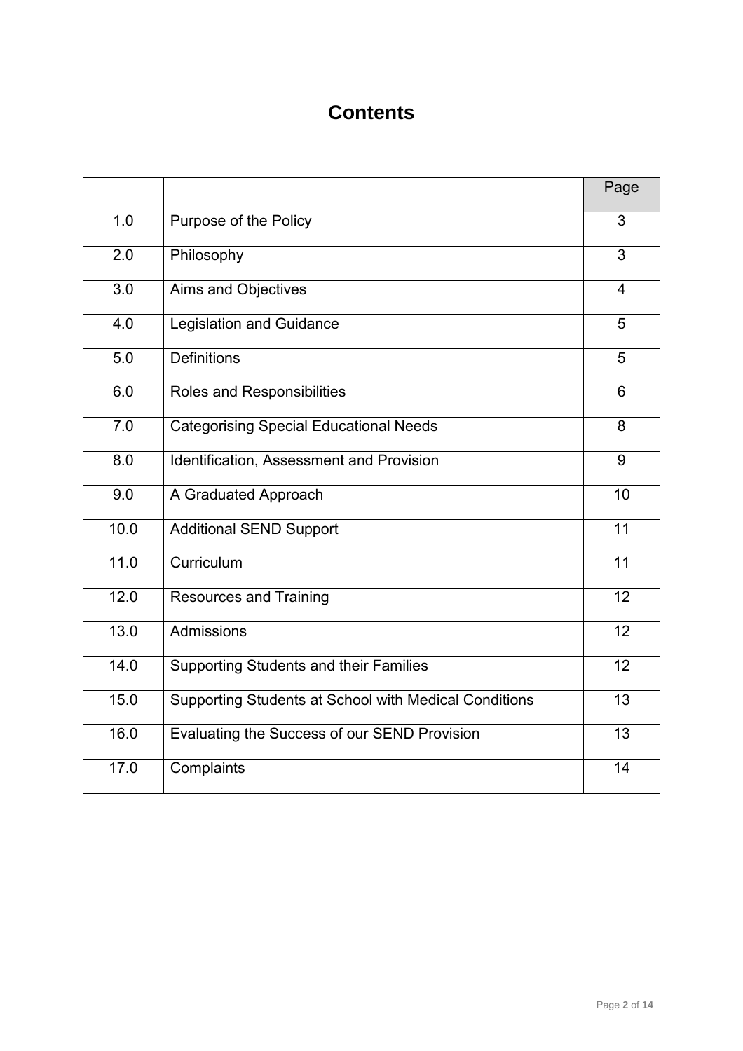# Contents

| | | Page |
|---|---|---|
| 1.0 | Purpose of the Policy | 3 |
| 2.0 | Philosophy | 3 |
| 3.0 | Aims and Objectives | 4 |
| 4.0 | Legislation and Guidance | 5 |
| 5.0 | Definitions | 5 |
| 6.0 | Roles and Responsibilities | 6 |
| 7.0 | Categorising Special Educational Needs | 8 |
| 8.0 | Identification, Assessment and Provision | 9 |
| 9.0 | A Graduated Approach | 10 |
| 10.0 | Additional SEND Support | 11 |
| 11.0 | Curriculum | 11 |
| 12.0 | Resources and Training | 12 |
| 13.0 | Admissions | 12 |
| 14.0 | Supporting Students and their Families | 12 |
| 15.0 | Supporting Students at School with Medical Conditions | 13 |
| 16.0 | Evaluating the Success of our SEND Provision | 13 |
| 17.0 | Complaints | 14 |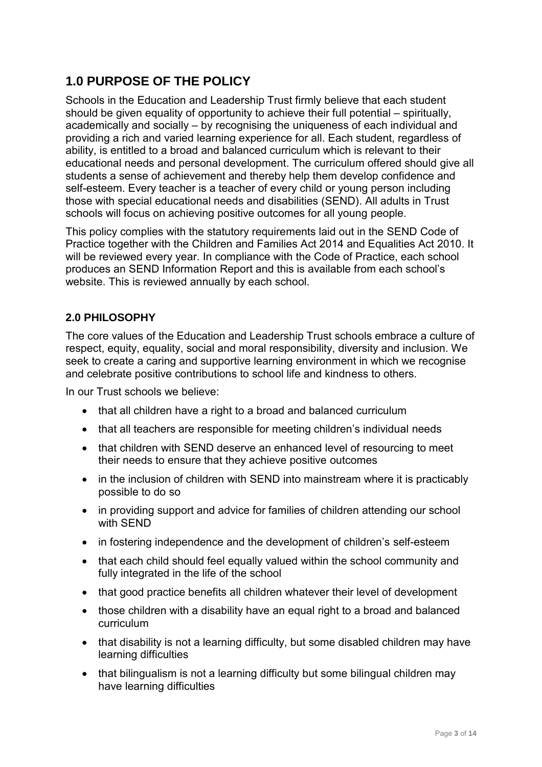## 1.0 PURPOSE OF THE POLICY

Schools in the Education and Leadership Trust firmly believe that each student should be given equality of opportunity to achieve their full potential – spiritually, academically and socially – by recognising the uniqueness of each individual and providing a rich and varied learning experience for all. Each student, regardless of ability, is entitled to a broad and balanced curriculum which is relevant to their educational needs and personal development. The curriculum offered should give all students a sense of achievement and thereby help them develop confidence and self-esteem. Every teacher is a teacher of every child or young person including those with special educational needs and disabilities (SEND). All adults in Trust schools will focus on achieving positive outcomes for all young people.

This policy complies with the statutory requirements laid out in the SEND Code of Practice together with the Children and Families Act 2014 and Equalities Act 2010. It will be reviewed every year. In compliance with the Code of Practice, each school produces an SEND Information Report and this is available from each school's website. This is reviewed annually by each school.

### 2.0 PHILOSOPHY

The core values of the Education and Leadership Trust schools embrace a culture of respect, equity, equality, social and moral responsibility, diversity and inclusion. We seek to create a caring and supportive learning environment in which we recognise and celebrate positive contributions to school life and kindness to others.

In our Trust schools we believe:

- that all children have a right to a broad and balanced curriculum
- that all teachers are responsible for meeting children's individual needs
- that children with SEND deserve an enhanced level of resourcing to meet their needs to ensure that they achieve positive outcomes
- in the inclusion of children with SEND into mainstream where it is practicably possible to do so
- in providing support and advice for families of children attending our school with SEND
- in fostering independence and the development of children's self-esteem
- that each child should feel equally valued within the school community and fully integrated in the life of the school
- that good practice benefits all children whatever their level of development
- those children with a disability have an equal right to a broad and balanced curriculum
- that disability is not a learning difficulty, but some disabled children may have learning difficulties
- that bilingualism is not a learning difficulty but some bilingual children may have learning difficulties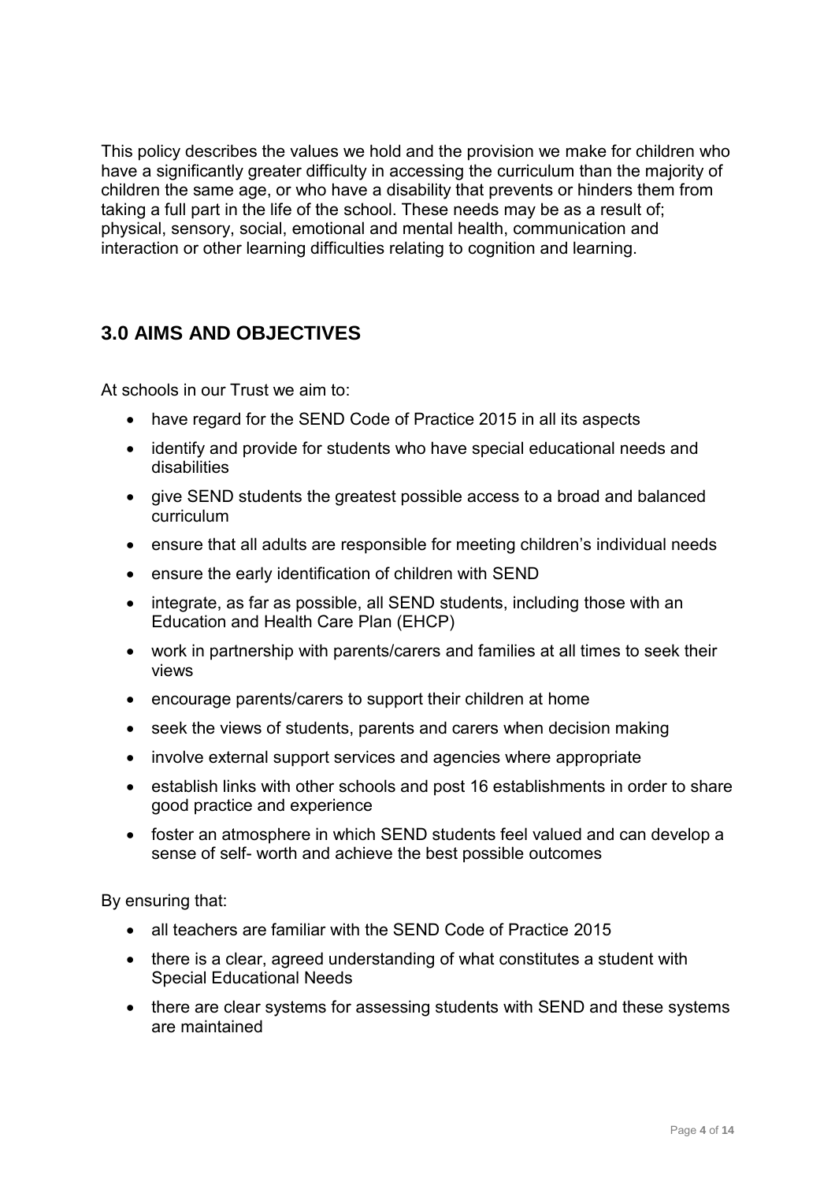This policy describes the values we hold and the provision we make for children who have a significantly greater difficulty in accessing the curriculum than the majority of children the same age, or who have a disability that prevents or hinders them from taking a full part in the life of the school. These needs may be as a result of; physical, sensory, social, emotional and mental health, communication and interaction or other learning difficulties relating to cognition and learning.

## 3.0 AIMS AND OBJECTIVES

At schools in our Trust we aim to:

- have regard for the SEND Code of Practice 2015 in all its aspects
- identify and provide for students who have special educational needs and disabilities
- give SEND students the greatest possible access to a broad and balanced curriculum
- ensure that all adults are responsible for meeting children's individual needs
- ensure the early identification of children with SEND
- integrate, as far as possible, all SEND students, including those with an Education and Health Care Plan (EHCP)
- work in partnership with parents/carers and families at all times to seek their views
- encourage parents/carers to support their children at home
- seek the views of students, parents and carers when decision making
- involve external support services and agencies where appropriate
- establish links with other schools and post 16 establishments in order to share good practice and experience
- foster an atmosphere in which SEND students feel valued and can develop a sense of self- worth and achieve the best possible outcomes

By ensuring that:

- all teachers are familiar with the SEND Code of Practice 2015
- there is a clear, agreed understanding of what constitutes a student with Special Educational Needs
- there are clear systems for assessing students with SEND and these systems are maintained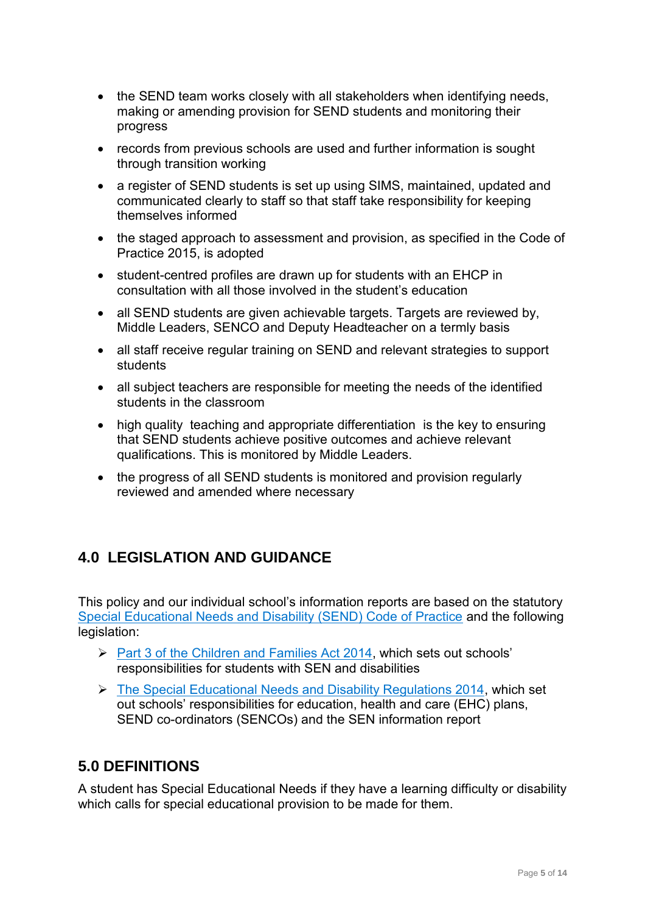- the SEND team works closely with all stakeholders when identifying needs, making or amending provision for SEND students and monitoring their progress
- records from previous schools are used and further information is sought through transition working
- a register of SEND students is set up using SIMS, maintained, updated and communicated clearly to staff so that staff take responsibility for keeping themselves informed
- the staged approach to assessment and provision, as specified in the Code of Practice 2015, is adopted
- student-centred profiles are drawn up for students with an EHCP in consultation with all those involved in the student's education
- all SEND students are given achievable targets. Targets are reviewed by, Middle Leaders, SENCO and Deputy Headteacher on a termly basis
- all staff receive regular training on SEND and relevant strategies to support students
- all subject teachers are responsible for meeting the needs of the identified students in the classroom
- high quality teaching and appropriate differentiation is the key to ensuring that SEND students achieve positive outcomes and achieve relevant qualifications. This is monitored by Middle Leaders.
- the progress of all SEND students is monitored and provision regularly reviewed and amended where necessary

## 4.0 LEGISLATION AND GUIDANCE

This policy and our individual school's information reports are based on the statutory Special Educational Needs and Disability (SEND) Code of Practice and the following legislation:

- Part 3 of the Children and Families Act 2014, which sets out schools' responsibilities for students with SEN and disabilities
- The Special Educational Needs and Disability Regulations 2014, which set out schools' responsibilities for education, health and care (EHC) plans, SEND co-ordinators (SENCOs) and the SEN information report

## 5.0 DEFINITIONS

A student has Special Educational Needs if they have a learning difficulty or disability which calls for special educational provision to be made for them.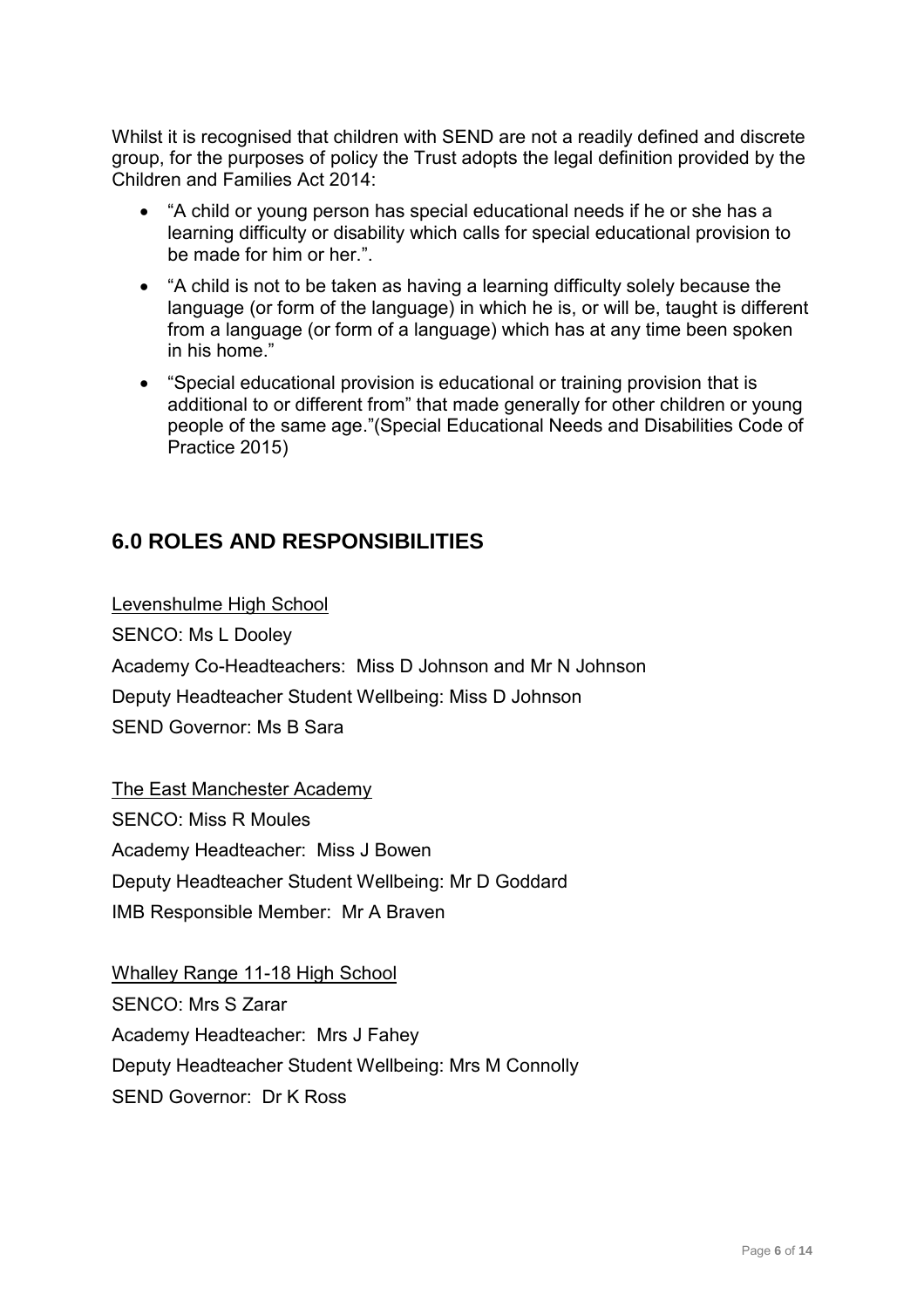Whilst it is recognised that children with SEND are not a readily defined and discrete group, for the purposes of policy the Trust adopts the legal definition provided by the Children and Families Act 2014:

- "A child or young person has special educational needs if he or she has a learning difficulty or disability which calls for special educational provision to be made for him or her.".
- "A child is not to be taken as having a learning difficulty solely because the language (or form of the language) in which he is, or will be, taught is different from a language (or form of a language) which has at any time been spoken in his home."
- "Special educational provision is educational or training provision that is additional to or different from" that made generally for other children or young people of the same age."(Special Educational Needs and Disabilities Code of Practice 2015)

## 6.0 ROLES AND RESPONSIBILITIES

Levenshulme High School

SENCO: Ms L Dooley

Academy Co-Headteachers: Miss D Johnson and Mr N Johnson

Deputy Headteacher Student Wellbeing: Miss D Johnson

SEND Governor: Ms B Sara

The East Manchester Academy

SENCO: Miss R Moules

Academy Headteacher: Miss J Bowen

Deputy Headteacher Student Wellbeing: Mr D Goddard

IMB Responsible Member: Mr A Braven

Whalley Range 11-18 High School

SENCO: Mrs S Zarar

Academy Headteacher: Mrs J Fahey

Deputy Headteacher Student Wellbeing: Mrs M Connolly

SEND Governor: Dr K Ross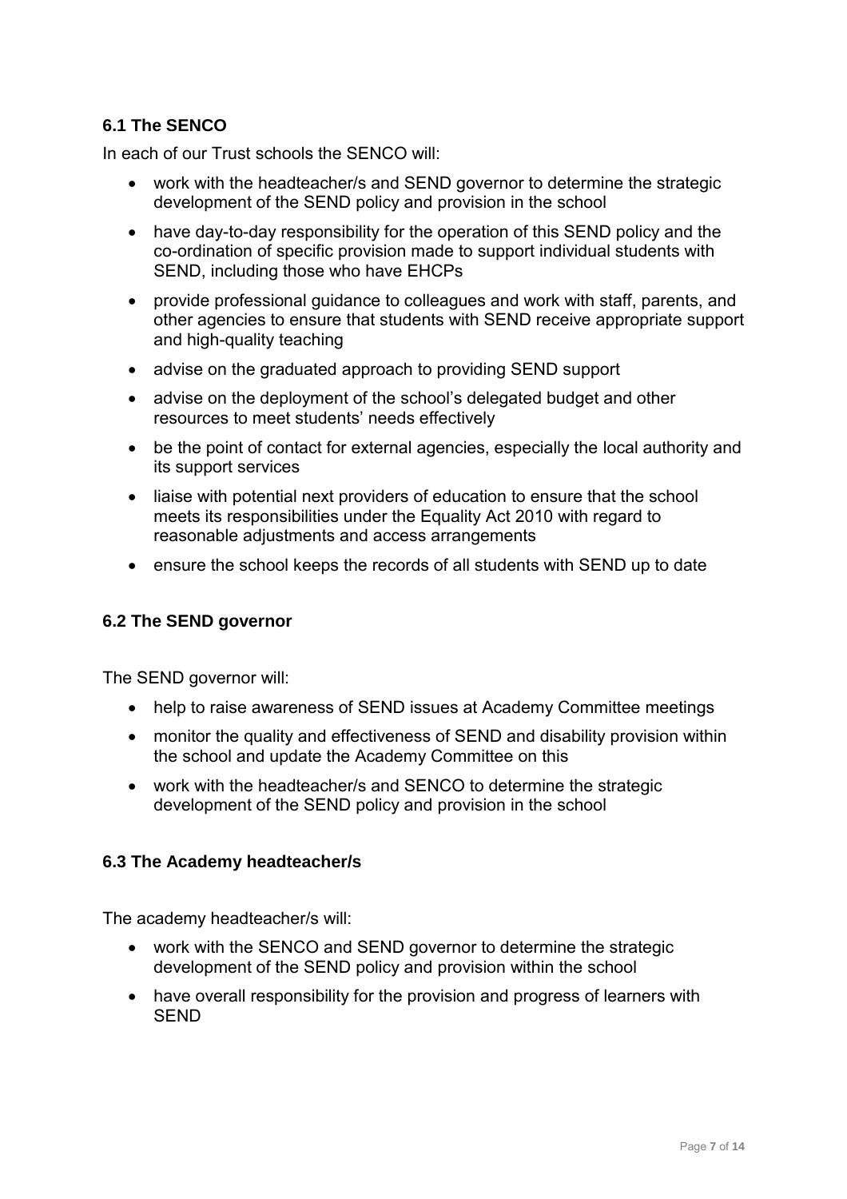### 6.1 The SENCO

In each of our Trust schools the SENCO will:

- work with the headteacher/s and SEND governor to determine the strategic development of the SEND policy and provision in the school
- have day-to-day responsibility for the operation of this SEND policy and the co-ordination of specific provision made to support individual students with SEND, including those who have EHCPs
- provide professional guidance to colleagues and work with staff, parents, and other agencies to ensure that students with SEND receive appropriate support and high-quality teaching
- advise on the graduated approach to providing SEND support
- advise on the deployment of the school's delegated budget and other resources to meet students' needs effectively
- be the point of contact for external agencies, especially the local authority and its support services
- liaise with potential next providers of education to ensure that the school meets its responsibilities under the Equality Act 2010 with regard to reasonable adjustments and access arrangements
- ensure the school keeps the records of all students with SEND up to date

### 6.2 The SEND governor

The SEND governor will:

- help to raise awareness of SEND issues at Academy Committee meetings
- monitor the quality and effectiveness of SEND and disability provision within the school and update the Academy Committee on this
- work with the headteacher/s and SENCO to determine the strategic development of the SEND policy and provision in the school

### 6.3 The Academy headteacher/s

The academy headteacher/s will:

- work with the SENCO and SEND governor to determine the strategic development of the SEND policy and provision within the school
- have overall responsibility for the provision and progress of learners with SEND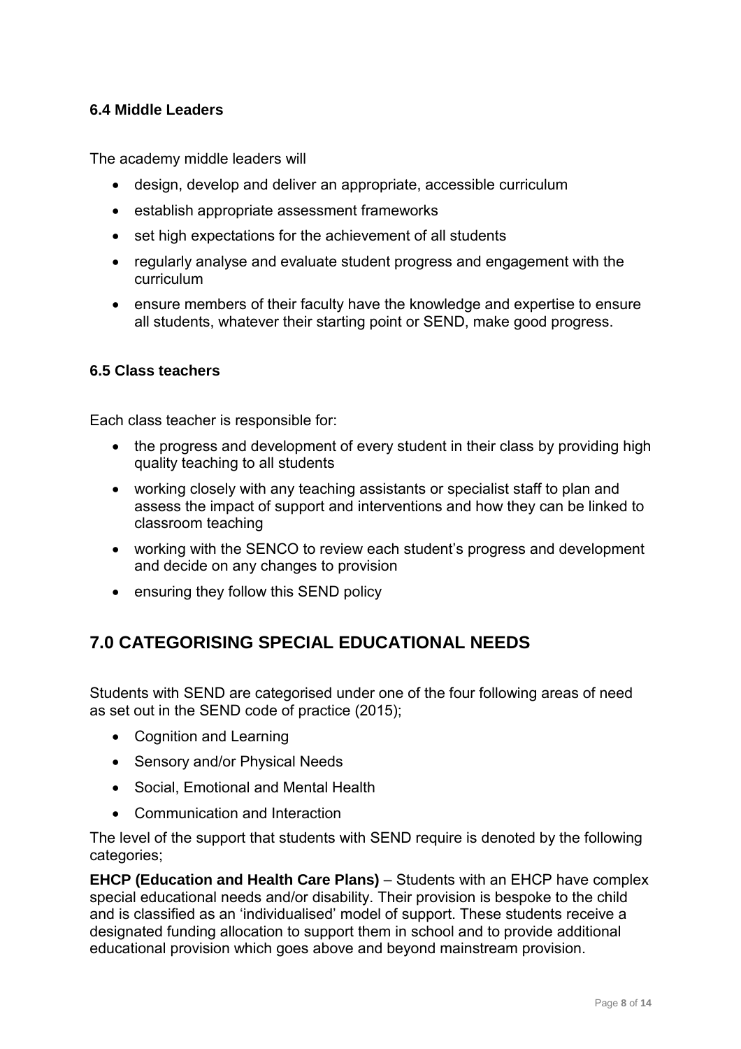### 6.4 Middle Leaders

The academy middle leaders will

- design, develop and deliver an appropriate, accessible curriculum
- establish appropriate assessment frameworks
- set high expectations for the achievement of all students
- regularly analyse and evaluate student progress and engagement with the curriculum
- ensure members of their faculty have the knowledge and expertise to ensure all students, whatever their starting point or SEND, make good progress.

### 6.5 Class teachers

Each class teacher is responsible for:

- the progress and development of every student in their class by providing high quality teaching to all students
- working closely with any teaching assistants or specialist staff to plan and assess the impact of support and interventions and how they can be linked to classroom teaching
- working with the SENCO to review each student's progress and development and decide on any changes to provision
- ensuring they follow this SEND policy

## 7.0 CATEGORISING SPECIAL EDUCATIONAL NEEDS

Students with SEND are categorised under one of the four following areas of need as set out in the SEND code of practice (2015);

- Cognition and Learning
- Sensory and/or Physical Needs
- Social, Emotional and Mental Health
- Communication and Interaction

The level of the support that students with SEND require is denoted by the following categories;

**EHCP (Education and Health Care Plans)** – Students with an EHCP have complex special educational needs and/or disability. Their provision is bespoke to the child and is classified as an 'individualised' model of support. These students receive a designated funding allocation to support them in school and to provide additional educational provision which goes above and beyond mainstream provision.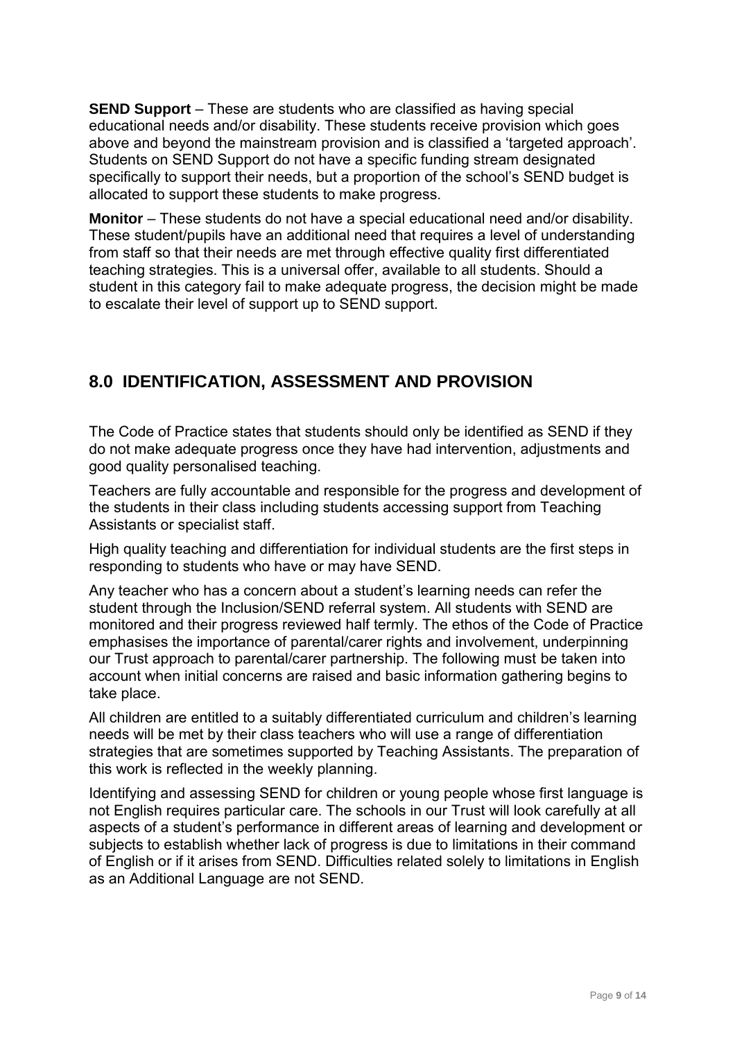**SEND Support** – These are students who are classified as having special educational needs and/or disability. These students receive provision which goes above and beyond the mainstream provision and is classified a 'targeted approach'. Students on SEND Support do not have a specific funding stream designated specifically to support their needs, but a proportion of the school's SEND budget is allocated to support these students to make progress.

**Monitor** – These students do not have a special educational need and/or disability. These student/pupils have an additional need that requires a level of understanding from staff so that their needs are met through effective quality first differentiated teaching strategies. This is a universal offer, available to all students. Should a student in this category fail to make adequate progress, the decision might be made to escalate their level of support up to SEND support.

## 8.0 IDENTIFICATION, ASSESSMENT AND PROVISION

The Code of Practice states that students should only be identified as SEND if they do not make adequate progress once they have had intervention, adjustments and good quality personalised teaching.

Teachers are fully accountable and responsible for the progress and development of the students in their class including students accessing support from Teaching Assistants or specialist staff.

High quality teaching and differentiation for individual students are the first steps in responding to students who have or may have SEND.

Any teacher who has a concern about a student's learning needs can refer the student through the Inclusion/SEND referral system. All students with SEND are monitored and their progress reviewed half termly. The ethos of the Code of Practice emphasises the importance of parental/carer rights and involvement, underpinning our Trust approach to parental/carer partnership. The following must be taken into account when initial concerns are raised and basic information gathering begins to take place.

All children are entitled to a suitably differentiated curriculum and children's learning needs will be met by their class teachers who will use a range of differentiation strategies that are sometimes supported by Teaching Assistants. The preparation of this work is reflected in the weekly planning.

Identifying and assessing SEND for children or young people whose first language is not English requires particular care. The schools in our Trust will look carefully at all aspects of a student's performance in different areas of learning and development or subjects to establish whether lack of progress is due to limitations in their command of English or if it arises from SEND. Difficulties related solely to limitations in English as an Additional Language are not SEND.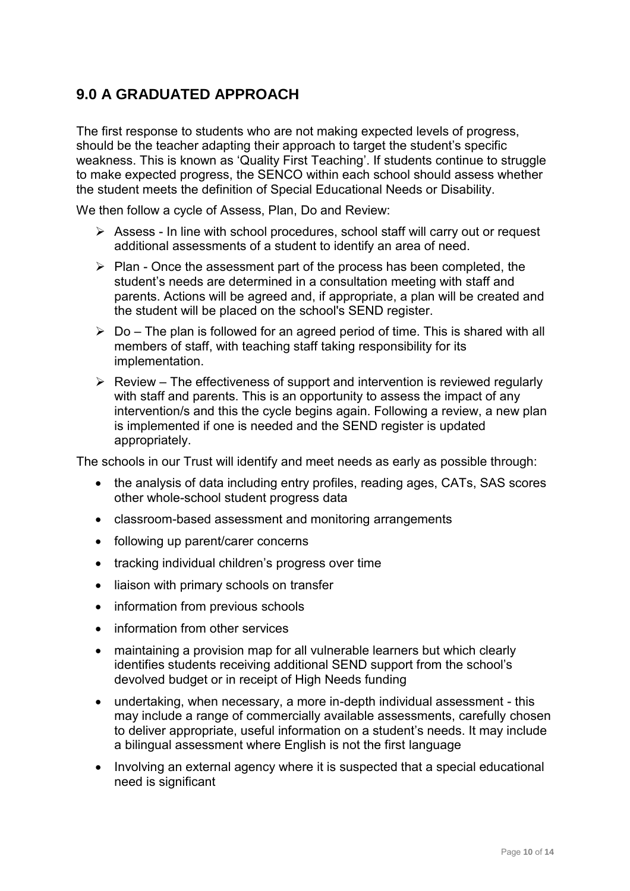## 9.0 A GRADUATED APPROACH

The first response to students who are not making expected levels of progress, should be the teacher adapting their approach to target the student's specific weakness. This is known as 'Quality First Teaching'. If students continue to struggle to make expected progress, the SENCO within each school should assess whether the student meets the definition of Special Educational Needs or Disability.

We then follow a cycle of Assess, Plan, Do and Review:

- Assess - In line with school procedures, school staff will carry out or request additional assessments of a student to identify an area of need.
- Plan - Once the assessment part of the process has been completed, the student's needs are determined in a consultation meeting with staff and parents. Actions will be agreed and, if appropriate, a plan will be created and the student will be placed on the school's SEND register.
- Do – The plan is followed for an agreed period of time. This is shared with all members of staff, with teaching staff taking responsibility for its implementation.
- Review – The effectiveness of support and intervention is reviewed regularly with staff and parents. This is an opportunity to assess the impact of any intervention/s and this the cycle begins again. Following a review, a new plan is implemented if one is needed and the SEND register is updated appropriately.

The schools in our Trust will identify and meet needs as early as possible through:

- the analysis of data including entry profiles, reading ages, CATs, SAS scores other whole-school student progress data
- classroom-based assessment and monitoring arrangements
- following up parent/carer concerns
- tracking individual children's progress over time
- liaison with primary schools on transfer
- information from previous schools
- information from other services
- maintaining a provision map for all vulnerable learners but which clearly identifies students receiving additional SEND support from the school's devolved budget or in receipt of High Needs funding
- undertaking, when necessary, a more in-depth individual assessment - this may include a range of commercially available assessments, carefully chosen to deliver appropriate, useful information on a student's needs. It may include a bilingual assessment where English is not the first language
- Involving an external agency where it is suspected that a special educational need is significant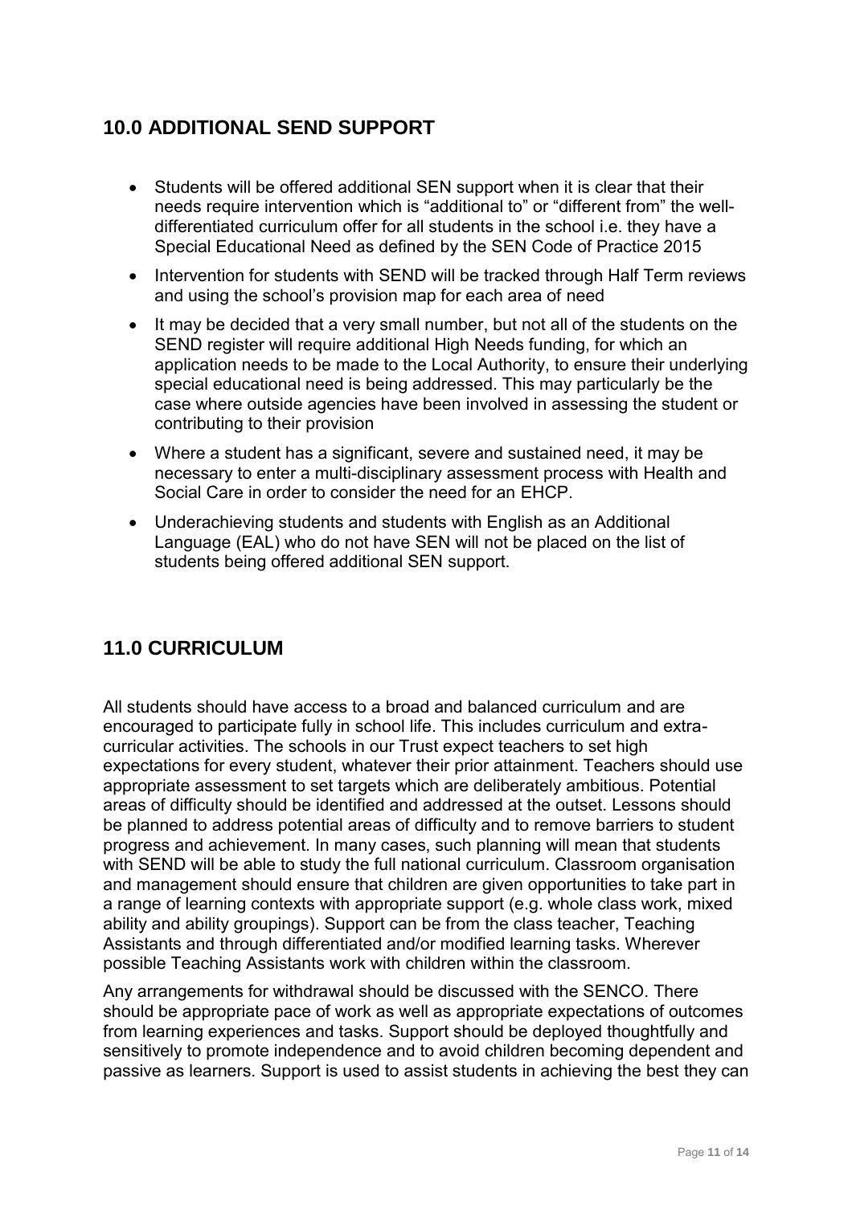## 10.0 ADDITIONAL SEND SUPPORT

- Students will be offered additional SEN support when it is clear that their needs require intervention which is "additional to" or "different from" the well-differentiated curriculum offer for all students in the school i.e. they have a Special Educational Need as defined by the SEN Code of Practice 2015
- Intervention for students with SEND will be tracked through Half Term reviews and using the school's provision map for each area of need
- It may be decided that a very small number, but not all of the students on the SEND register will require additional High Needs funding, for which an application needs to be made to the Local Authority, to ensure their underlying special educational need is being addressed. This may particularly be the case where outside agencies have been involved in assessing the student or contributing to their provision
- Where a student has a significant, severe and sustained need, it may be necessary to enter a multi-disciplinary assessment process with Health and Social Care in order to consider the need for an EHCP.
- Underachieving students and students with English as an Additional Language (EAL) who do not have SEN will not be placed on the list of students being offered additional SEN support.

## 11.0 CURRICULUM

All students should have access to a broad and balanced curriculum and are encouraged to participate fully in school life. This includes curriculum and extra-curricular activities. The schools in our Trust expect teachers to set high expectations for every student, whatever their prior attainment. Teachers should use appropriate assessment to set targets which are deliberately ambitious. Potential areas of difficulty should be identified and addressed at the outset. Lessons should be planned to address potential areas of difficulty and to remove barriers to student progress and achievement. In many cases, such planning will mean that students with SEND will be able to study the full national curriculum. Classroom organisation and management should ensure that children are given opportunities to take part in a range of learning contexts with appropriate support (e.g. whole class work, mixed ability and ability groupings). Support can be from the class teacher, Teaching Assistants and through differentiated and/or modified learning tasks. Wherever possible Teaching Assistants work with children within the classroom.

Any arrangements for withdrawal should be discussed with the SENCO. There should be appropriate pace of work as well as appropriate expectations of outcomes from learning experiences and tasks. Support should be deployed thoughtfully and sensitively to promote independence and to avoid children becoming dependent and passive as learners. Support is used to assist students in achieving the best they can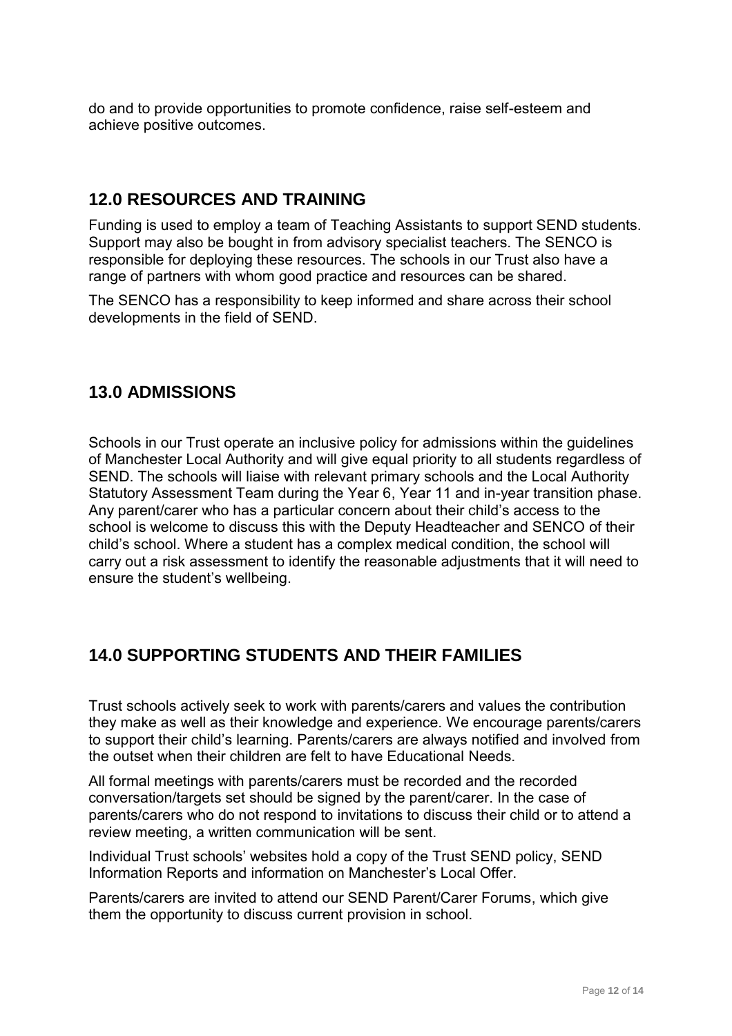do and to provide opportunities to promote confidence, raise self-esteem and achieve positive outcomes.

## 12.0 RESOURCES AND TRAINING

Funding is used to employ a team of Teaching Assistants to support SEND students. Support may also be bought in from advisory specialist teachers. The SENCO is responsible for deploying these resources. The schools in our Trust also have a range of partners with whom good practice and resources can be shared.

The SENCO has a responsibility to keep informed and share across their school developments in the field of SEND.

## 13.0 ADMISSIONS

Schools in our Trust operate an inclusive policy for admissions within the guidelines of Manchester Local Authority and will give equal priority to all students regardless of SEND. The schools will liaise with relevant primary schools and the Local Authority Statutory Assessment Team during the Year 6, Year 11 and in-year transition phase. Any parent/carer who has a particular concern about their child's access to the school is welcome to discuss this with the Deputy Headteacher and SENCO of their child's school. Where a student has a complex medical condition, the school will carry out a risk assessment to identify the reasonable adjustments that it will need to ensure the student's wellbeing.

## 14.0 SUPPORTING STUDENTS AND THEIR FAMILIES

Trust schools actively seek to work with parents/carers and values the contribution they make as well as their knowledge and experience. We encourage parents/carers to support their child's learning. Parents/carers are always notified and involved from the outset when their children are felt to have Educational Needs.

All formal meetings with parents/carers must be recorded and the recorded conversation/targets set should be signed by the parent/carer. In the case of parents/carers who do not respond to invitations to discuss their child or to attend a review meeting, a written communication will be sent.

Individual Trust schools' websites hold a copy of the Trust SEND policy, SEND Information Reports and information on Manchester's Local Offer.

Parents/carers are invited to attend our SEND Parent/Carer Forums, which give them the opportunity to discuss current provision in school.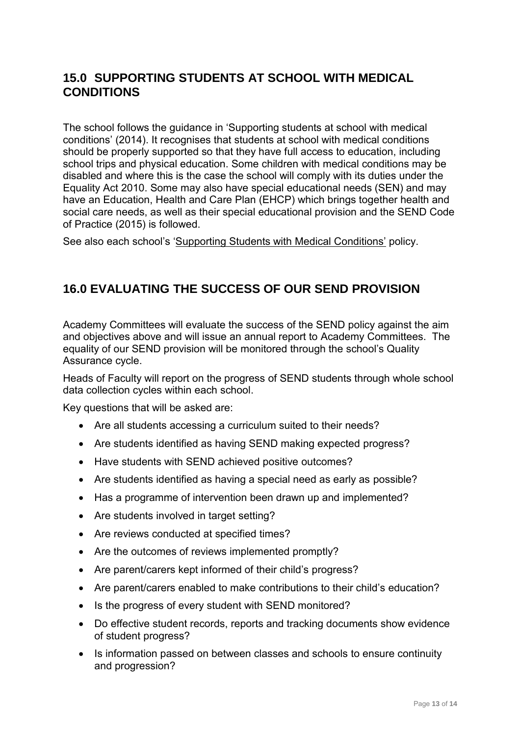## 15.0 SUPPORTING STUDENTS AT SCHOOL WITH MEDICAL CONDITIONS

The school follows the guidance in 'Supporting students at school with medical conditions' (2014). It recognises that students at school with medical conditions should be properly supported so that they have full access to education, including school trips and physical education. Some children with medical conditions may be disabled and where this is the case the school will comply with its duties under the Equality Act 2010. Some may also have special educational needs (SEN) and may have an Education, Health and Care Plan (EHCP) which brings together health and social care needs, as well as their special educational provision and the SEND Code of Practice (2015) is followed.

See also each school's 'Supporting Students with Medical Conditions' policy.

## 16.0 EVALUATING THE SUCCESS OF OUR SEND PROVISION

Academy Committees will evaluate the success of the SEND policy against the aim and objectives above and will issue an annual report to Academy Committees. The equality of our SEND provision will be monitored through the school's Quality Assurance cycle.

Heads of Faculty will report on the progress of SEND students through whole school data collection cycles within each school.

Key questions that will be asked are:

- Are all students accessing a curriculum suited to their needs?
- Are students identified as having SEND making expected progress?
- Have students with SEND achieved positive outcomes?
- Are students identified as having a special need as early as possible?
- Has a programme of intervention been drawn up and implemented?
- Are students involved in target setting?
- Are reviews conducted at specified times?
- Are the outcomes of reviews implemented promptly?
- Are parent/carers kept informed of their child's progress?
- Are parent/carers enabled to make contributions to their child's education?
- Is the progress of every student with SEND monitored?
- Do effective student records, reports and tracking documents show evidence of student progress?
- Is information passed on between classes and schools to ensure continuity and progression?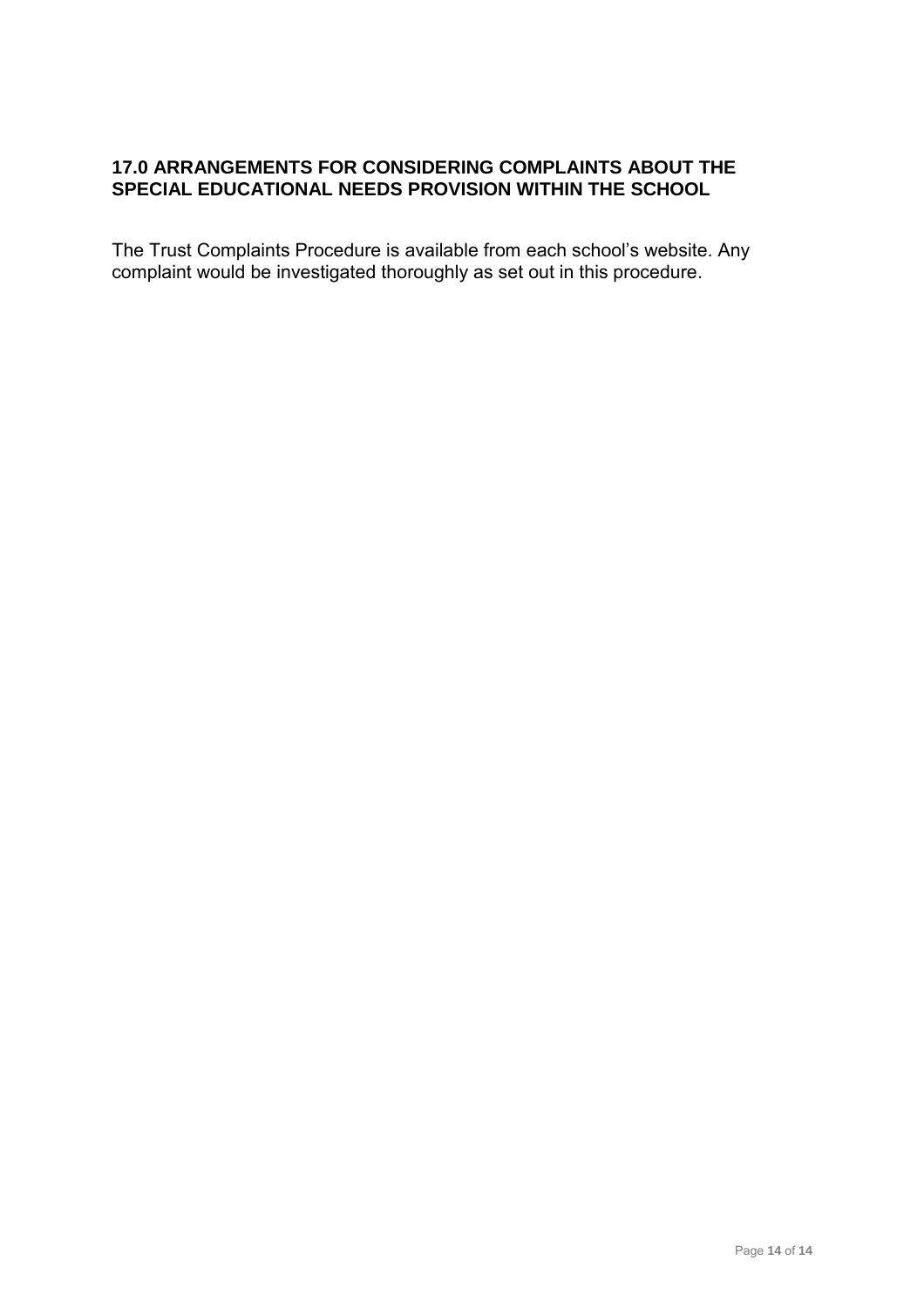## 17.0 ARRANGEMENTS FOR CONSIDERING COMPLAINTS ABOUT THE SPECIAL EDUCATIONAL NEEDS PROVISION WITHIN THE SCHOOL

The Trust Complaints Procedure is available from each school's website. Any complaint would be investigated thoroughly as set out in this procedure.